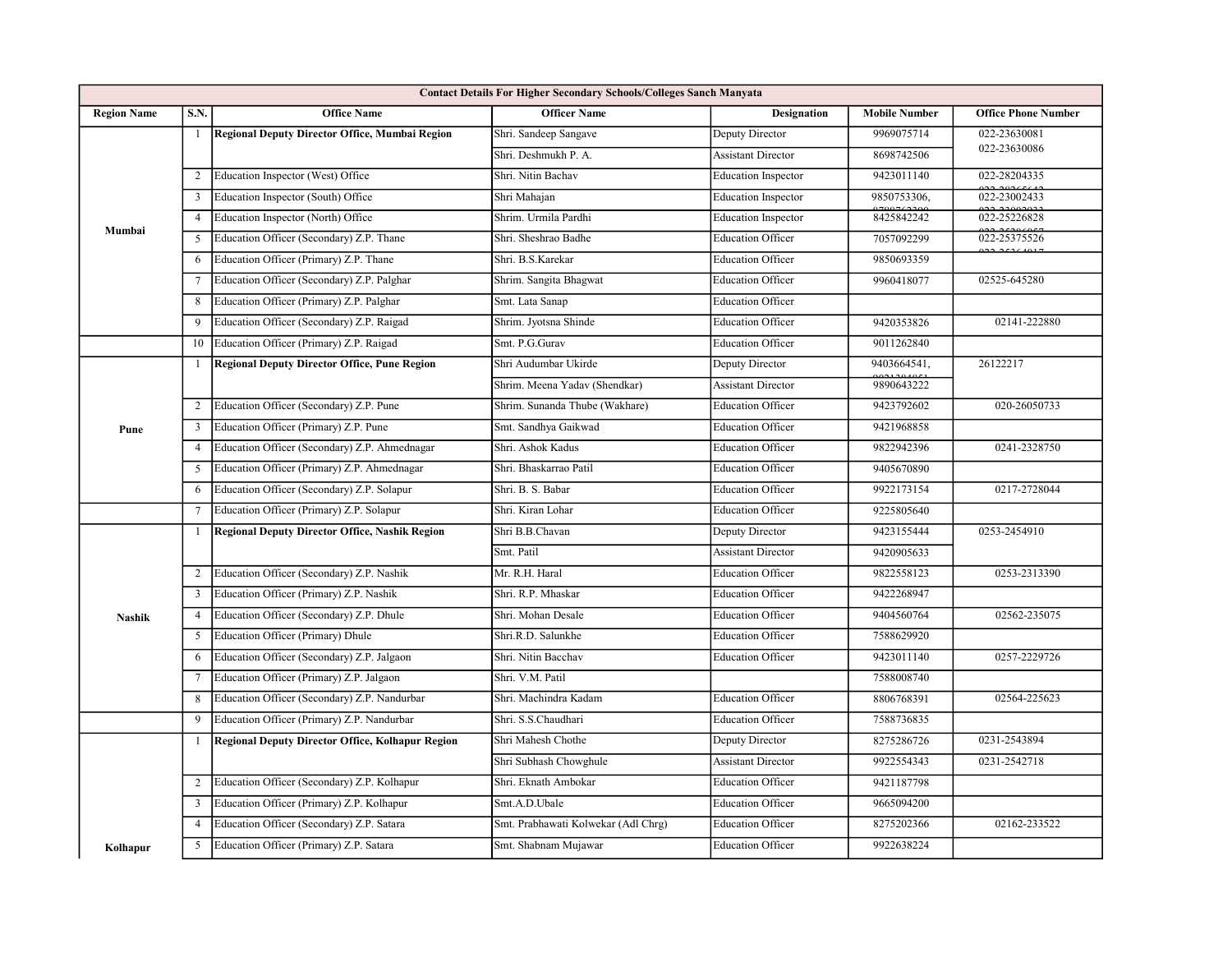| Contact Details For Higher Secondary Schools/Colleges Sanch Manyata | | | | | | |
|---|---|---|---|---|---|---|
| **Region Name** | **S.N.** | **Office Name** | **Officer Name** | **Designation** | **Mobile Number** | **Office Phone Number** |
| Mumbai | 1 | **Regional Deputy Director Office, Mumbai Region** | Shri. Sandeep Sangave | Deputy Director | 9969075714 | 022-23630081 022-23630086 |
| | | | Shri. Deshmukh P. A. | Assistant Director | 8698742506 | |
| | 2 | Education Inspector (West) Office | Shri. Nitin Bachav | Education Inspector | 9423011140 | 022-28204335 |
| | 3 | Education Inspector (South) Office | Shri Mahajan | Education Inspector | 9850753306, | 022-23002433 |
| | 4 | Education Inspector (North) Office | Shrim. Urmila Pardhi | Education Inspector | 8425842242 | 022-25226828 |
| | 5 | Education Officer (Secondary) Z.P. Thane | Shri. Sheshrao Badhe | Education Officer | 7057092299 | 022-25375526 |
| | 6 | Education Officer (Primary) Z.P. Thane | Shri. B.S.Karekar | Education Officer | 9850693359 | |
| | 7 | Education Officer (Secondary) Z.P. Palghar | Shrim. Sangita Bhagwat | Education Officer | 9960418077 | 02525-645280 |
| | 8 | Education Officer (Primary) Z.P. Palghar | Smt. Lata Sanap | Education Officer | | |
| | 9 | Education Officer (Secondary) Z.P. Raigad | Shrim. Jyotsna Shinde | Education Officer | 9420353826 | 02141-222880 |
| | 10 | Education Officer (Primary) Z.P. Raigad | Smt. P.G.Gurav | Education Officer | 9011262840 | |
| Pune | 1 | **Regional Deputy Director Office, Pune Region** | Shri Audumbar Ukirde | Deputy Director | 9403664541, | 26122217 |
| | | | Shrim. Meena Yadav (Shendkar) | Assistant Director | 9890643222 | |
| | 2 | Education Officer (Secondary) Z.P. Pune | Shrim. Sunanda Thube (Wakhare) | Education Officer | 9423792602 | 020-26050733 |
| | 3 | Education Officer (Primary) Z.P. Pune | Smt. Sandhya Gaikwad | Education Officer | 9421968858 | |
| | 4 | Education Officer (Secondary) Z.P. Ahmednagar | Shri. Ashok Kadus | Education Officer | 9822942396 | 0241-2328750 |
| | 5 | Education Officer (Primary) Z.P. Ahmednagar | Shri. Bhaskarrao Patil | Education Officer | 9405670890 | |
| | 6 | Education Officer (Secondary) Z.P. Solapur | Shri. B. S. Babar | Education Officer | 9922173154 | 0217-2728044 |
| | 7 | Education Officer (Primary) Z.P. Solapur | Shri. Kiran Lohar | Education Officer | 9225805640 | |
| Nashik | 1 | **Regional Deputy Director Office, Nashik Region** | Shri B.B.Chavan | Deputy Director | 9423155444 | 0253-2454910 |
| | | | Smt. Patil | Assistant Director | 9420905633 | |
| | 2 | Education Officer (Secondary) Z.P. Nashik | Mr. R.H. Haral | Education Officer | 9822558123 | 0253-2313390 |
| | 3 | Education Officer (Primary) Z.P. Nashik | Shri. R.P. Mhaskar | Education Officer | 9422268947 | |
| | 4 | Education Officer (Secondary) Z.P. Dhule | Shri. Mohan Desale | Education Officer | 9404560764 | 02562-235075 |
| | 5 | Education Officer (Primary) Dhule | Shri.R.D. Salunkhe | Education Officer | 7588629920 | |
| | 6 | Education Officer (Secondary) Z.P. Jalgaon | Shri. Nitin Bacchav | Education Officer | 9423011140 | 0257-2229726 |
| | 7 | Education Officer (Primary) Z.P. Jalgaon | Shri. V.M. Patil | | 7588008740 | |
| | 8 | Education Officer (Secondary) Z.P. Nandurbar | Shri. Machindra Kadam | Education Officer | 8806768391 | 02564-225623 |
| | 9 | Education Officer (Primary) Z.P. Nandurbar | Shri. S.S.Chaudhari | Education Officer | 7588736835 | |
| Kolhapur | 1 | **Regional Deputy Director Office, Kolhapur Region** | Shri Mahesh Chothe | Deputy Director | 8275286726 | 0231-2543894 |
| | | | Shri Subhash Chowghule | Assistant Director | 9922554343 | 0231-2542718 |
| | 2 | Education Officer (Secondary) Z.P. Kolhapur | Shri. Eknath Ambokar | Education Officer | 9421187798 | |
| | 3 | Education Officer (Primary) Z.P. Kolhapur | Smt.A.D.Ubale | Education Officer | 9665094200 | |
| | 4 | Education Officer (Secondary) Z.P. Satara | Smt. Prabhawati Kolwekar (Adl Chrg) | Education Officer | 8275202366 | 02162-233522 |
| | 5 | Education Officer (Primary) Z.P. Satara | Smt. Shabnam Mujawar | Education Officer | 9922638224 | |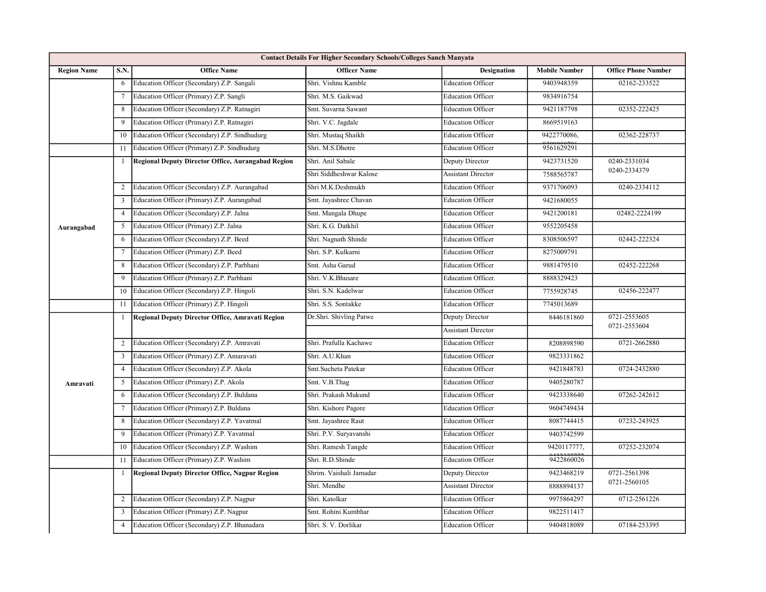| Contact Details For Higher Secondary Schools/Colleges Sanch Manyata | | | | | | |
|---|---|---|---|---|---|---|
| **Region Name** | **S.N.** | **Office Name** | **Officer Name** | **Designation** | **Mobile Number** | **Office Phone Number** |
| | 6 | Education Officer (Secondary) Z.P. Sangali | Shri. Vishnu Kamble | Education Officer | 9403948359 | 02162-233522 |
| | 7 | Education Officer (Primary) Z.P. Sangli | Shri. M.S. Gaikwad | Education Officer | 9834916754 | |
| | 8 | Education Officer (Secondary) Z.P. Ratnagiri | Smt. Suvarna Sawant | Education Officer | 9421187798 | 02352-222425 |
| | 9 | Education Officer (Primary) Z.P. Ratnagiri | Shri. V.C. Jagdale | Education Officer | 8669519163 | |
| | 10 | Education Officer (Secondary) Z.P. Sindhudurg | Shri. Mustaq Shaikh | Education Officer | 9422770086, | 02362-228737 |
| | 11 | Education Officer (Primary) Z.P. Sindhudurg | Shri. M.S.Dhotre | Education Officer | 9561629291 | |
| Aurangabad | 1 | **Regional Deputy Director Office, Aurangabad Region** | Shri. Anil Sabale | Deputy Director | 9423731520 | 0240-2331034 0240-2334379 |
| | | | Shri Siddheshwar Kalose | Assistant Director | 7588565787 | |
| | 2 | Education Officer (Secondary) Z.P. Aurangabad | Shri M.K.Deshmukh | Education Officer | 9371706093 | 0240-2334112 |
| | 3 | Education Officer (Primary) Z.P. Aurangabad | Smt. Jayashree Chavan | Education Officer | 9421680055 | |
| | 4 | Education Officer (Secondary) Z.P. Jalna | Smt. Mangala Dhupe | Education Officer | 9421200181 | 02482-2224199 |
| | 5 | Education Officer (Primary) Z.P. Jalna | Shri. K.G. Datkhil | Education Officer | 9552205458 | |
| | 6 | Education Officer (Secondary) Z.P. Beed | Shri. Nagnath Shinde | Education Officer | 8308506597 | 02442-222324 |
| | 7 | Education Officer (Primary) Z.P. Beed | Shri. S.P. Kulkarni | Education Officer | 8275009791 | |
| | 8 | Education Officer (Secondary) Z.P. Parbhani | Smt. Asha Garud | Education Officer | 9881479510 | 02452-222268 |
| | 9 | Education Officer (Primary) Z.P. Parbhani | Shri. V.K.Bhusare | Education Officer. | 8888329423 | |
| | 10 | Education Officer (Secondary) Z.P. Hingoli | Shri. S.N. Kadelwar | Education Officer | 7755928745 | 02456-222477 |
| | 11 | Education Officer (Primary) Z.P. Hingoli | Shri. S.S. Sontakke | Education Officer | 7745013689 | |
| Amravati | 1 | **Regional Deputy Director Office, Amravati Region** | Dr.Shri. Shivling Patwe | Deputy Director | 8446181860 | 0721-2553605 0721-2553604 |
| | | | | Assistant Director | | |
| | 2 | Education Officer (Secondary) Z.P. Amravati | Shri. Prafulla Kachawe | Education Officer | 8208898590 | 0721-2662880 |
| | 3 | Education Officer (Primary) Z.P. Amaravati | Shri. A.U.Khan | Education Officer | 9823331862 | |
| | 4 | Education Officer (Secondary) Z.P. Akola | Smt.Sucheta Patekar | Education Officer | 9421848783 | 0724-2432880 |
| | 5 | Education Officer (Primary) Z.P. Akola | Smt. V.B.Thag | Education Officer | 9405280787 | |
| | 6 | Education Officer (Secondary) Z.P. Buldana | Shri. Prakash Mukund | Education Officer | 9423338640 | 07262-242612 |
| | 7 | Education Officer (Primary) Z.P. Buldana | Shri. Kishore Pagore | Education Officer | 9604749434 | |
| | 8 | Education Officer (Secondary) Z.P. Yavatmal | Smt. Jayashree Raut | Education Officer | 8087744415 | 07232-243925 |
| | 9 | Education Officer (Primary) Z.P. Yavatmal | Shri. P.V. Suryavanshi | Education Officer | 9403742599 | |
| | 10 | Education Officer (Secondary) Z.P. Washim | Shri. Ramesh Tangde | Education Officer | 9420117777, | 07252-232074 |
| | 11 | Education Officer (Primary) Z.P. Washim | Shri. R.D.Shinde | Education Officer | 9422860026 | |
| | 1 | **Regional Deputy Director Office, Nagpur Region** | Shrim. Vaishali Jamadar | Deputy Director | 9423468219 | 0721-2561398 0721-2560105 |
| | | | Shri. Mendhe | Assistant Director | 8888894137 | |
| | 2 | Education Officer (Secondary) Z.P. Nagpur | Shri. Katolkar | Education Officer | 9975864297 | 0712-2561226 |
| | 3 | Education Officer (Primary) Z.P. Nagpur | Smt. Rohini Kumbhar | Education Officer | 9822511417 | |
| | 4 | Education Officer (Secondary) Z.P. Bhanadara | Shri. S. V. Dorlikar | Education Officer | 9404818089 | 07184-253395 |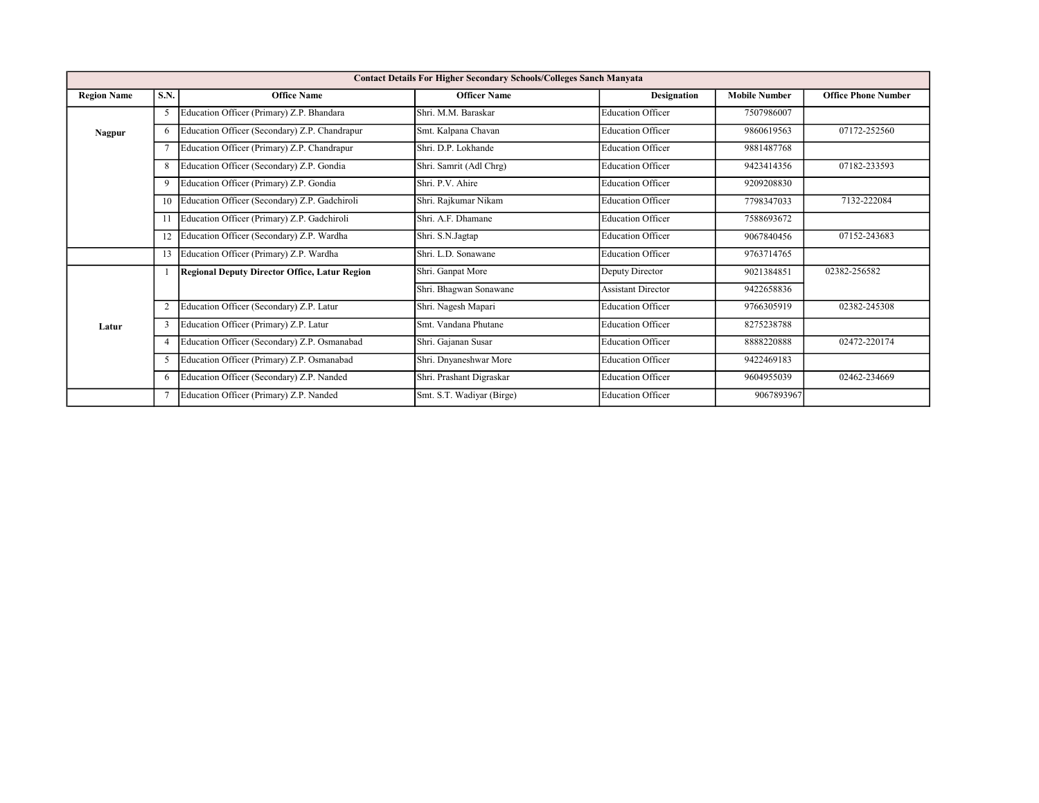| Contact Details For Higher Secondary Schools/Colleges Sanch Manyata | | | | | | |
|---|---|---|---|---|---|---|
| **Region Name** | **S.N.** | **Office Name** | **Officer Name** | **Designation** | **Mobile Number** | **Office Phone Number** |
| Nagpur | 5 | Education Officer (Primary) Z.P. Bhandara | Shri. M.M. Baraskar | Education Officer | 7507986007 | |
| | 6 | Education Officer (Secondary) Z.P. Chandrapur | Smt. Kalpana Chavan | Education Officer | 9860619563 | 07172-252560 |
| | 7 | Education Officer (Primary) Z.P. Chandrapur | Shri. D.P. Lokhande | Education Officer | 9881487768 | |
| | 8 | Education Officer (Secondary) Z.P. Gondia | Shri. Samrit (Adl Chrg) | Education Officer | 9423414356 | 07182-233593 |
| | 9 | Education Officer (Primary) Z.P. Gondia | Shri. P.V. Ahire | Education Officer | 9209208830 | |
| | 10 | Education Officer (Secondary) Z.P. Gadchiroli | Shri. Rajkumar Nikam | Education Officer | 7798347033 | 7132-222084 |
| | 11 | Education Officer (Primary) Z.P. Gadchiroli | Shri. A.F. Dhamane | Education Officer | 7588693672 | |
| | 12 | Education Officer (Secondary) Z.P. Wardha | Shri. S.N.Jagtap | Education Officer | 9067840456 | 07152-243683 |
| | 13 | Education Officer (Primary) Z.P. Wardha | Shri. L.D. Sonawane | Education Officer | 9763714765 | |
| Latur | 1 | **Regional Deputy Director Office, Latur Region** | Shri. Ganpat More | Deputy Director | 9021384851 | 02382-256582 |
| | | | Shri. Bhagwan Sonawane | Assistant Director | 9422658836 | |
| | 2 | Education Officer (Secondary) Z.P. Latur | Shri. Nagesh Mapari | Education Officer | 9766305919 | 02382-245308 |
| | 3 | Education Officer (Primary) Z.P. Latur | Smt. Vandana Phutane | Education Officer | 8275238788 | |
| | 4 | Education Officer (Secondary) Z.P. Osmanabad | Shri. Gajanan Susar | Education Officer | 8888220888 | 02472-220174 |
| | 5 | Education Officer (Primary) Z.P. Osmanabad | Shri. Dnyaneshwar More | Education Officer | 9422469183 | |
| | 6 | Education Officer (Secondary) Z.P. Nanded | Shri. Prashant Digraskar | Education Officer | 9604955039 | 02462-234669 |
| | 7 | Education Officer (Primary) Z.P. Nanded | Smt. S.T. Wadiyar (Birge) | Education Officer | 9067893967 | |